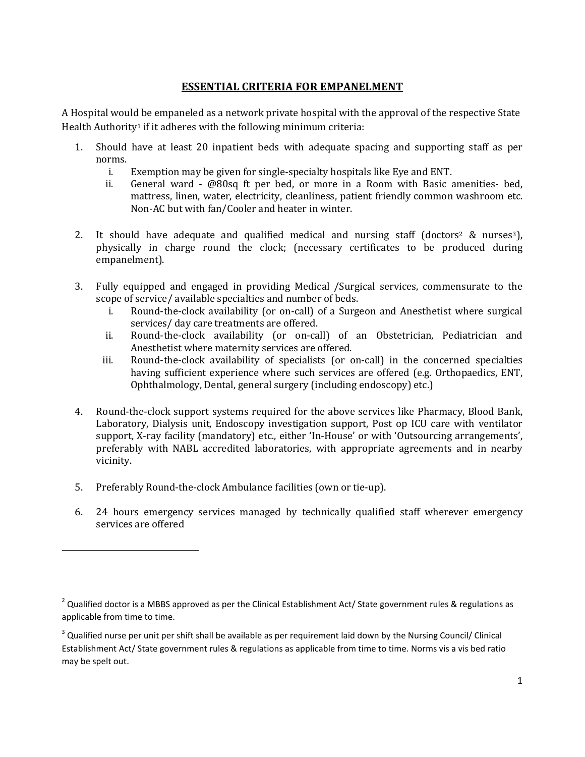## ESSENTIAL CRITERIA FOR EMPANELMENT

A Hospital would be empaneled as a network private hospital with the approval of the respective State Health Authority[1] if it adheres with the following minimum criteria:

1. Should have at least 20 inpatient beds with adequate spacing and supporting staff as per norms.
   i. Exemption may be given for single-specialty hospitals like Eye and ENT.
   ii. General ward - @80sq ft per bed, or more in a Room with Basic amenities- bed, mattress, linen, water, electricity, cleanliness, patient friendly common washroom etc. Non-AC but with fan/Cooler and heater in winter.

2. It should have adequate and qualified medical and nursing staff (doctors[2] & nurses[3]), physically in charge round the clock; (necessary certificates to be produced during empanelment).

3. Fully equipped and engaged in providing Medical /Surgical services, commensurate to the scope of service/ available specialties and number of beds.
   i. Round-the-clock availability (or on-call) of a Surgeon and Anesthetist where surgical services/ day care treatments are offered.
   ii. Round-the-clock availability (or on-call) of an Obstetrician, Pediatrician and Anesthetist where maternity services are offered.
   iii. Round-the-clock availability of specialists (or on-call) in the concerned specialties having sufficient experience where such services are offered (e.g. Orthopaedics, ENT, Ophthalmology, Dental, general surgery (including endoscopy) etc.)

4. Round-the-clock support systems required for the above services like Pharmacy, Blood Bank, Laboratory, Dialysis unit, Endoscopy investigation support, Post op ICU care with ventilator support, X-ray facility (mandatory) etc., either 'In-House' or with 'Outsourcing arrangements', preferably with NABL accredited laboratories, with appropriate agreements and in nearby vicinity.

5. Preferably Round-the-clock Ambulance facilities (own or tie-up).

6. 24 hours emergency services managed by technically qualified staff wherever emergency services are offered

---

[2] Qualified doctor is a MBBS approved as per the Clinical Establishment Act/ State government rules & regulations as applicable from time to time.

[3] Qualified nurse per unit per shift shall be available as per requirement laid down by the Nursing Council/ Clinical Establishment Act/ State government rules & regulations as applicable from time to time. Norms vis a vis bed ratio may be spelt out.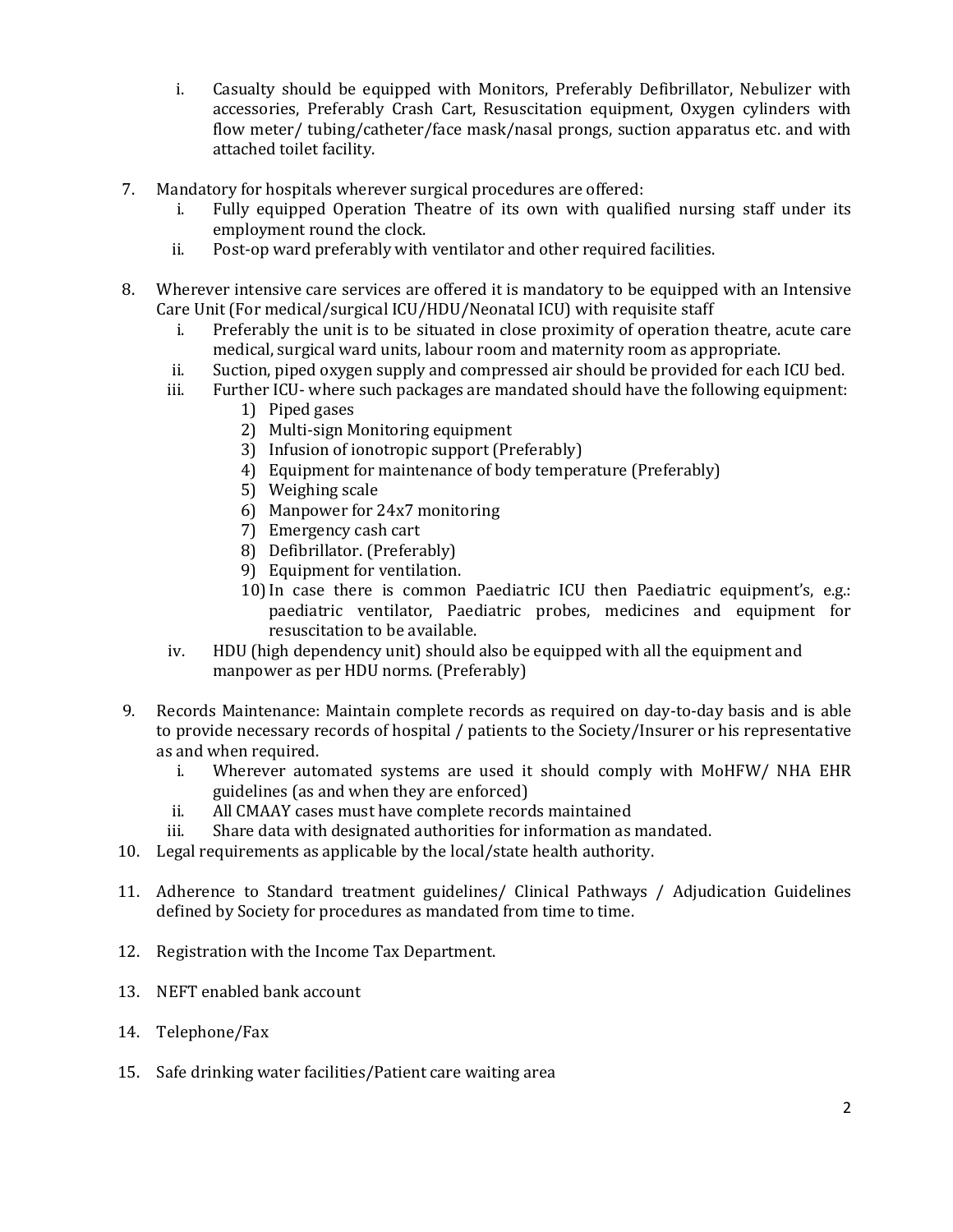i. Casualty should be equipped with Monitors, Preferably Defibrillator, Nebulizer with accessories, Preferably Crash Cart, Resuscitation equipment, Oxygen cylinders with flow meter/ tubing/catheter/face mask/nasal prongs, suction apparatus etc. and with attached toilet facility.

7. Mandatory for hospitals wherever surgical procedures are offered:
   i. Fully equipped Operation Theatre of its own with qualified nursing staff under its employment round the clock.
   ii. Post-op ward preferably with ventilator and other required facilities.

8. Wherever intensive care services are offered it is mandatory to be equipped with an Intensive Care Unit (For medical/surgical ICU/HDU/Neonatal ICU) with requisite staff
   i. Preferably the unit is to be situated in close proximity of operation theatre, acute care medical, surgical ward units, labour room and maternity room as appropriate.
   ii. Suction, piped oxygen supply and compressed air should be provided for each ICU bed.
   iii. Further ICU- where such packages are mandated should have the following equipment:
      1) Piped gases
      2) Multi-sign Monitoring equipment
      3) Infusion of ionotropic support (Preferably)
      4) Equipment for maintenance of body temperature (Preferably)
      5) Weighing scale
      6) Manpower for 24x7 monitoring
      7) Emergency cash cart
      8) Defibrillator. (Preferably)
      9) Equipment for ventilation.
      10) In case there is common Paediatric ICU then Paediatric equipment's, e.g.: paediatric ventilator, Paediatric probes, medicines and equipment for resuscitation to be available.
   iv. HDU (high dependency unit) should also be equipped with all the equipment and manpower as per HDU norms. (Preferably)

9. Records Maintenance: Maintain complete records as required on day-to-day basis and is able to provide necessary records of hospital / patients to the Society/Insurer or his representative as and when required.
   i. Wherever automated systems are used it should comply with MoHFW/ NHA EHR guidelines (as and when they are enforced)
   ii. All CMAAY cases must have complete records maintained
   iii. Share data with designated authorities for information as mandated.

10. Legal requirements as applicable by the local/state health authority.

11. Adherence to Standard treatment guidelines/ Clinical Pathways / Adjudication Guidelines defined by Society for procedures as mandated from time to time.

12. Registration with the Income Tax Department.

13. NEFT enabled bank account

14. Telephone/Fax

15. Safe drinking water facilities/Patient care waiting area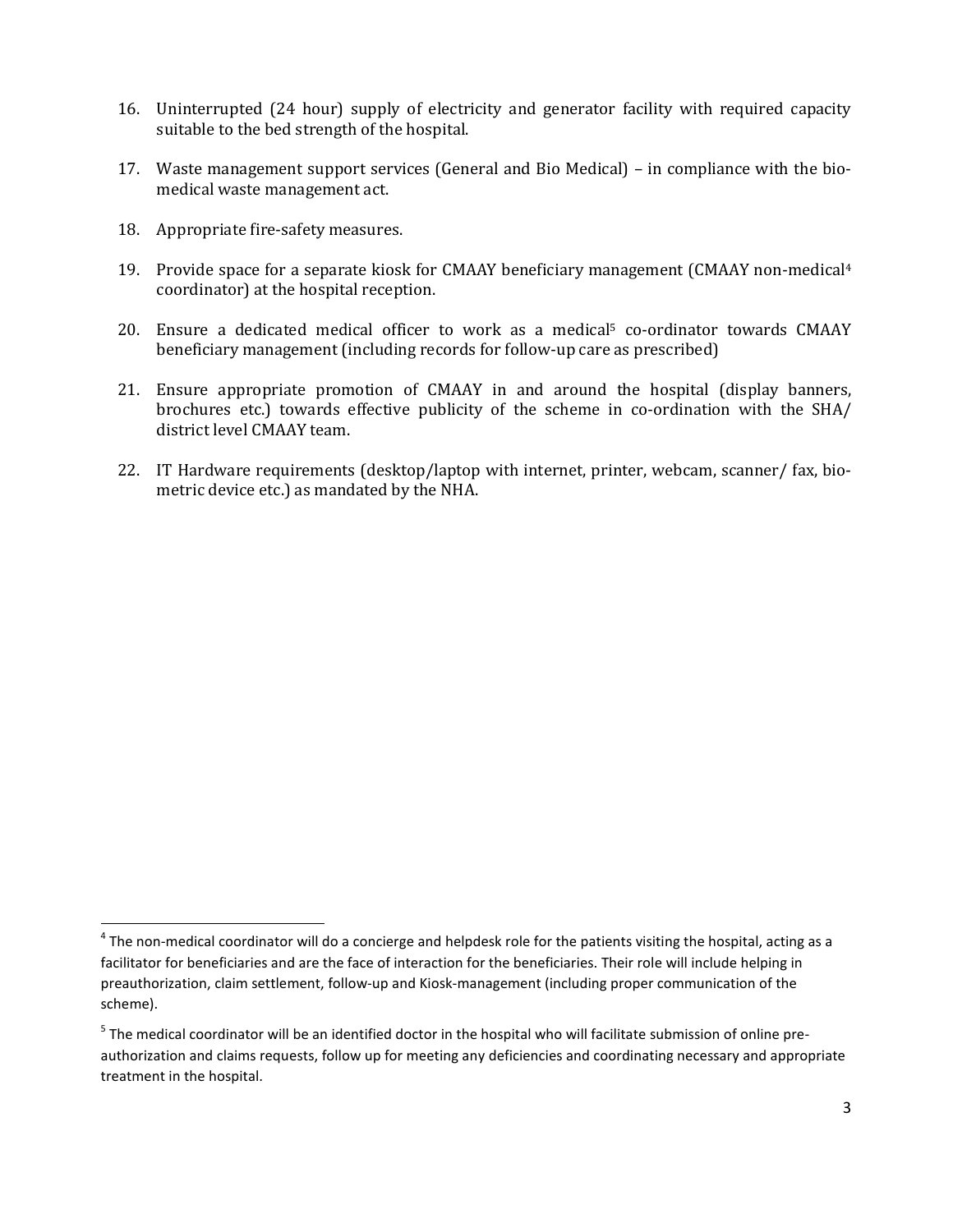16. Uninterrupted (24 hour) supply of electricity and generator facility with required capacity suitable to the bed strength of the hospital.

17. Waste management support services (General and Bio Medical) – in compliance with the bio-medical waste management act.

18. Appropriate fire-safety measures.

19. Provide space for a separate kiosk for CMAAY beneficiary management (CMAAY non-medical[4] coordinator) at the hospital reception.

20. Ensure a dedicated medical officer to work as a medical[5] co-ordinator towards CMAAY beneficiary management (including records for follow-up care as prescribed)

21. Ensure appropriate promotion of CMAAY in and around the hospital (display banners, brochures etc.) towards effective publicity of the scheme in co-ordination with the SHA/ district level CMAAY team.

22. IT Hardware requirements (desktop/laptop with internet, printer, webcam, scanner/ fax, bio-metric device etc.) as mandated by the NHA.

---

[4] The non-medical coordinator will do a concierge and helpdesk role for the patients visiting the hospital, acting as a facilitator for beneficiaries and are the face of interaction for the beneficiaries. Their role will include helping in preauthorization, claim settlement, follow-up and Kiosk-management (including proper communication of the scheme).

[5] The medical coordinator will be an identified doctor in the hospital who will facilitate submission of online pre-authorization and claims requests, follow up for meeting any deficiencies and coordinating necessary and appropriate treatment in the hospital.